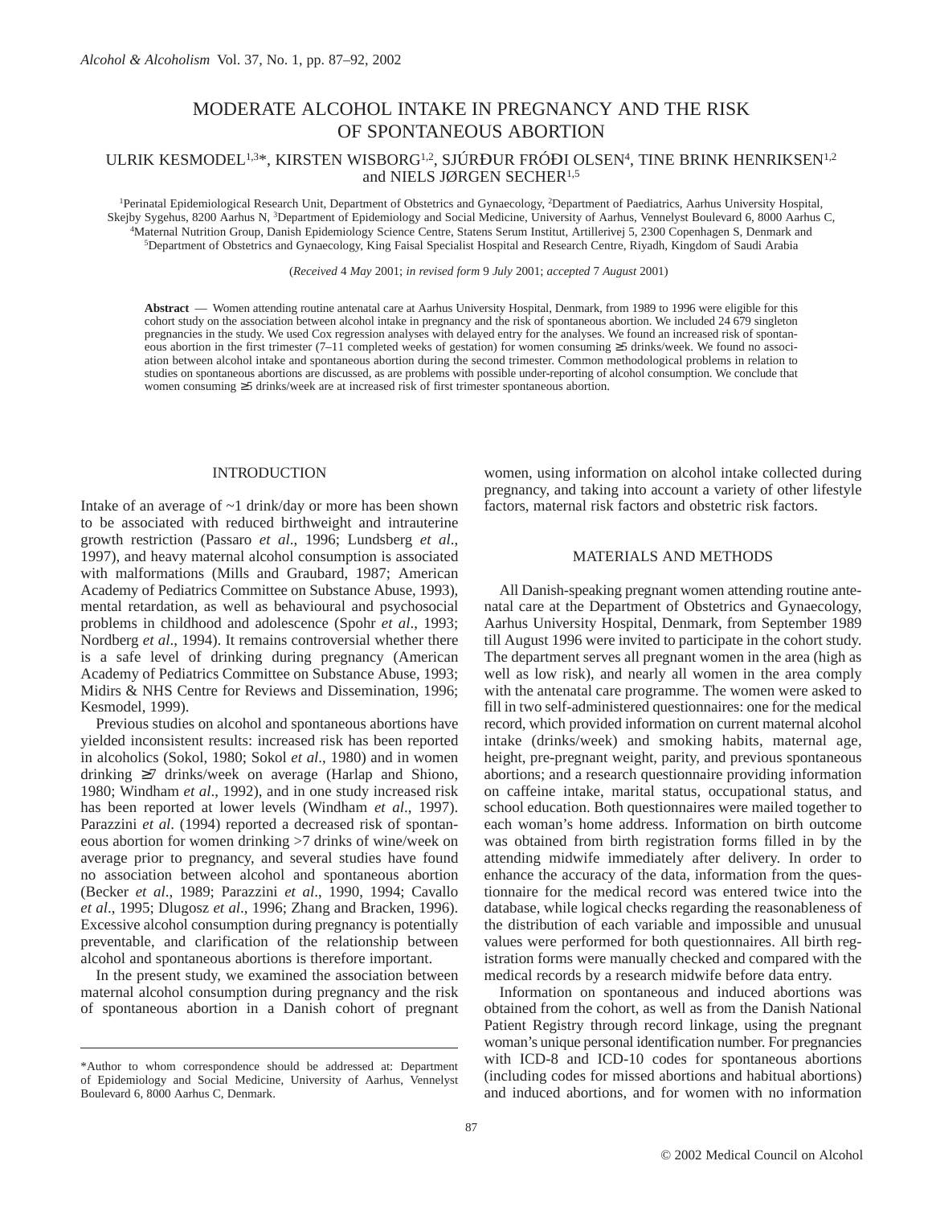# MODERATE ALCOHOL INTAKE IN PREGNANCY AND THE RISK OF SPONTANEOUS ABORTION

ULRIK KESMODEL[1,3]*, KIRSTEN WISBORG[1,2], SJÚRÐUR FRÓÐI OLSEN[4], TINE BRINK HENRIKSEN[1,2] and NIELS JØRGEN SECHER[1,5]

[1]Perinatal Epidemiological Research Unit, Department of Obstetrics and Gynaecology, [2]Department of Paediatrics, Aarhus University Hospital, Skejby Sygehus, 8200 Aarhus N, [3]Department of Epidemiology and Social Medicine, University of Aarhus, Vennelyst Boulevard 6, 8000 Aarhus C, [4]Maternal Nutrition Group, Danish Epidemiology Science Centre, Statens Serum Institut, Artillerivej 5, 2300 Copenhagen S, Denmark and [5]Department of Obstetrics and Gynaecology, King Faisal Specialist Hospital and Research Centre, Riyadh, Kingdom of Saudi Arabia

(*Received* 4 *May* 2001; *in revised form* 9 *July* 2001; *accepted* 7 *August* 2001)

**Abstract** — Women attending routine antenatal care at Aarhus University Hospital, Denmark, from 1989 to 1996 were eligible for this cohort study on the association between alcohol intake in pregnancy and the risk of spontaneous abortion. We included 24 679 singleton pregnancies in the study. We used Cox regression analyses with delayed entry for the analyses. We found an increased risk of spontaneous abortion in the first trimester (7–11 completed weeks of gestation) for women consuming ≥5 drinks/week. We found no association between alcohol intake and spontaneous abortion during the second trimester. Common methodological problems in relation to studies on spontaneous abortions are discussed, as are problems with possible under-reporting of alcohol consumption. We conclude that women consuming ≥5 drinks/week are at increased risk of first trimester spontaneous abortion.

## INTRODUCTION

Intake of an average of ~1 drink/day or more has been shown to be associated with reduced birthweight and intrauterine growth restriction (Passaro *et al*., 1996; Lundsberg *et al*., 1997), and heavy maternal alcohol consumption is associated with malformations (Mills and Graubard, 1987; American Academy of Pediatrics Committee on Substance Abuse, 1993), mental retardation, as well as behavioural and psychosocial problems in childhood and adolescence (Spohr *et al*., 1993; Nordberg *et al*., 1994). It remains controversial whether there is a safe level of drinking during pregnancy (American Academy of Pediatrics Committee on Substance Abuse, 1993; Midirs & NHS Centre for Reviews and Dissemination, 1996; Kesmodel, 1999).

Previous studies on alcohol and spontaneous abortions have yielded inconsistent results: increased risk has been reported in alcoholics (Sokol, 1980; Sokol *et al*., 1980) and in women drinking ≥7 drinks/week on average (Harlap and Shiono, 1980; Windham *et al*., 1992), and in one study increased risk has been reported at lower levels (Windham *et al*., 1997). Parazzini *et al*. (1994) reported a decreased risk of spontaneous abortion for women drinking >7 drinks of wine/week on average prior to pregnancy, and several studies have found no association between alcohol and spontaneous abortion (Becker *et al*., 1989; Parazzini *et al*., 1990, 1994; Cavallo *et al*., 1995; Dlugosz *et al*., 1996; Zhang and Bracken, 1996). Excessive alcohol consumption during pregnancy is potentially preventable, and clarification of the relationship between alcohol and spontaneous abortions is therefore important.

In the present study, we examined the association between maternal alcohol consumption during pregnancy and the risk of spontaneous abortion in a Danish cohort of pregnant women, using information on alcohol intake collected during pregnancy, and taking into account a variety of other lifestyle factors, maternal risk factors and obstetric risk factors.

## MATERIALS AND METHODS

All Danish-speaking pregnant women attending routine antenatal care at the Department of Obstetrics and Gynaecology, Aarhus University Hospital, Denmark, from September 1989 till August 1996 were invited to participate in the cohort study. The department serves all pregnant women in the area (high as well as low risk), and nearly all women in the area comply with the antenatal care programme. The women were asked to fill in two self-administered questionnaires: one for the medical record, which provided information on current maternal alcohol intake (drinks/week) and smoking habits, maternal age, height, pre-pregnant weight, parity, and previous spontaneous abortions; and a research questionnaire providing information on caffeine intake, marital status, occupational status, and school education. Both questionnaires were mailed together to each woman's home address. Information on birth outcome was obtained from birth registration forms filled in by the attending midwife immediately after delivery. In order to enhance the accuracy of the data, information from the questionnaire for the medical record was entered twice into the database, while logical checks regarding the reasonableness of the distribution of each variable and impossible and unusual values were performed for both questionnaires. All birth registration forms were manually checked and compared with the medical records by a research midwife before data entry.

Information on spontaneous and induced abortions was obtained from the cohort, as well as from the Danish National Patient Registry through record linkage, using the pregnant woman's unique personal identification number. For pregnancies with ICD-8 and ICD-10 codes for spontaneous abortions (including codes for missed abortions and habitual abortions) and induced abortions, and for women with no information

---

*Author to whom correspondence should be addressed at: Department of Epidemiology and Social Medicine, University of Aarhus, Vennelyst Boulevard 6, 8000 Aarhus C, Denmark.

© 2002 Medical Council on Alcohol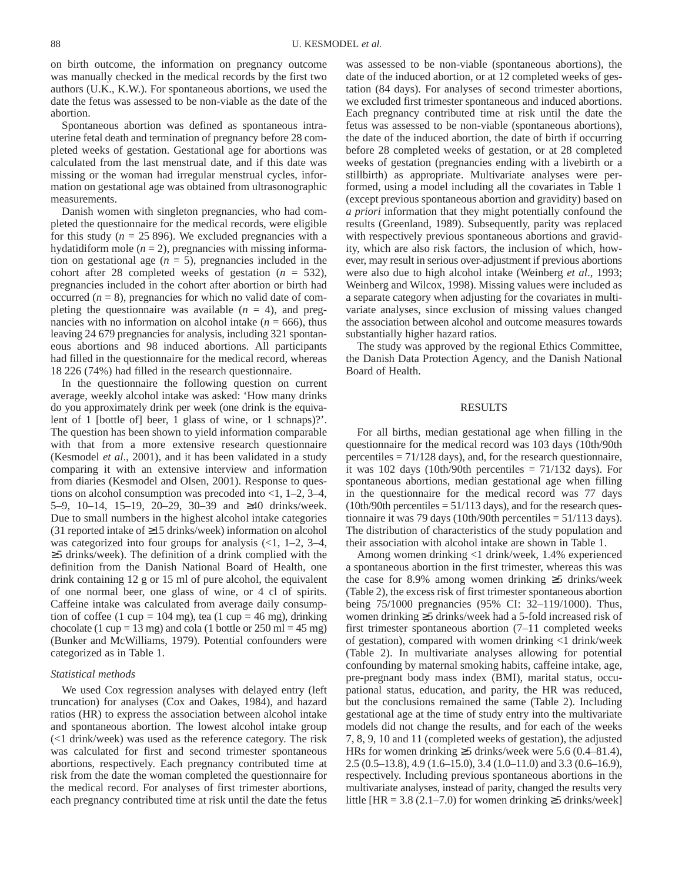on birth outcome, the information on pregnancy outcome was manually checked in the medical records by the first two authors (U.K., K.W.). For spontaneous abortions, we used the date the fetus was assessed to be non-viable as the date of the abortion.

Spontaneous abortion was defined as spontaneous intrauterine fetal death and termination of pregnancy before 28 completed weeks of gestation. Gestational age for abortions was calculated from the last menstrual date, and if this date was missing or the woman had irregular menstrual cycles, information on gestational age was obtained from ultrasonographic measurements.

Danish women with singleton pregnancies, who had completed the questionnaire for the medical records, were eligible for this study ($n$ = 25 896). We excluded pregnancies with a hydatidiform mole ($n$ = 2), pregnancies with missing information on gestational age ($n$ = 5), pregnancies included in the cohort after 28 completed weeks of gestation ($n$ = 532), pregnancies included in the cohort after abortion or birth had occurred ($n$ = 8), pregnancies for which no valid date of completing the questionnaire was available ($n$ = 4), and pregnancies with no information on alcohol intake ($n$ = 666), thus leaving 24 679 pregnancies for analysis, including 321 spontaneous abortions and 98 induced abortions. All participants had filled in the questionnaire for the medical record, whereas 18 226 (74%) had filled in the research questionnaire.

In the questionnaire the following question on current average, weekly alcohol intake was asked: 'How many drinks do you approximately drink per week (one drink is the equivalent of 1 [bottle of] beer, 1 glass of wine, or 1 schnaps)?'. The question has been shown to yield information comparable with that from a more extensive research questionnaire (Kesmodel *et al*., 2001), and it has been validated in a study comparing it with an extensive interview and information from diaries (Kesmodel and Olsen, 2001). Response to questions on alcohol consumption was precoded into <1, 1–2, 3–4, 5–9, 10–14, 15–19, 20–29, 30–39 and ≥40 drinks/week. Due to small numbers in the highest alcohol intake categories (31 reported intake of ≥15 drinks/week) information on alcohol was categorized into four groups for analysis (<1, 1–2, 3–4, ≥5 drinks/week). The definition of a drink complied with the definition from the Danish National Board of Health, one drink containing 12 g or 15 ml of pure alcohol, the equivalent of one normal beer, one glass of wine, or 4 cl of spirits. Caffeine intake was calculated from average daily consumption of coffee (1 cup = 104 mg), tea (1 cup = 46 mg), drinking chocolate (1 cup = 13 mg) and cola (1 bottle or 250 ml = 45 mg) (Bunker and McWilliams, 1979). Potential confounders were categorized as in Table 1.

### *Statistical methods*

We used Cox regression analyses with delayed entry (left truncation) for analyses (Cox and Oakes, 1984), and hazard ratios (HR) to express the association between alcohol intake and spontaneous abortion. The lowest alcohol intake group (<1 drink/week) was used as the reference category. The risk was calculated for first and second trimester spontaneous abortions, respectively. Each pregnancy contributed time at risk from the date the woman completed the questionnaire for the medical record. For analyses of first trimester abortions, each pregnancy contributed time at risk until the date the fetus was assessed to be non-viable (spontaneous abortions), the date of the induced abortion, or at 12 completed weeks of gestation (84 days). For analyses of second trimester abortions, we excluded first trimester spontaneous and induced abortions. Each pregnancy contributed time at risk until the date the fetus was assessed to be non-viable (spontaneous abortions), the date of the induced abortion, the date of birth if occurring before 28 completed weeks of gestation, or at 28 completed weeks of gestation (pregnancies ending with a livebirth or a stillbirth) as appropriate. Multivariate analyses were performed, using a model including all the covariates in Table 1 (except previous spontaneous abortion and gravidity) based on *a priori* information that they might potentially confound the results (Greenland, 1989). Subsequently, parity was replaced with respectively previous spontaneous abortions and gravidity, which are also risk factors, the inclusion of which, however, may result in serious over-adjustment if previous abortions were also due to high alcohol intake (Weinberg *et al*., 1993; Weinberg and Wilcox, 1998). Missing values were included as a separate category when adjusting for the covariates in multivariate analyses, since exclusion of missing values changed the association between alcohol and outcome measures towards substantially higher hazard ratios.

The study was approved by the regional Ethics Committee, the Danish Data Protection Agency, and the Danish National Board of Health.

## RESULTS

For all births, median gestational age when filling in the questionnaire for the medical record was 103 days (10th/90th percentiles = 71/128 days), and, for the research questionnaire, it was 102 days (10th/90th percentiles = 71/132 days). For spontaneous abortions, median gestational age when filling in the questionnaire for the medical record was 77 days (10th/90th percentiles = 51/113 days), and for the research questionnaire it was 79 days (10th/90th percentiles = 51/113 days). The distribution of characteristics of the study population and their association with alcohol intake are shown in Table 1.

Among women drinking <1 drink/week, 1.4% experienced a spontaneous abortion in the first trimester, whereas this was the case for 8.9% among women drinking ≥5 drinks/week (Table 2), the excess risk of first trimester spontaneous abortion being 75/1000 pregnancies (95% CI: 32–119/1000). Thus, women drinking ≥5 drinks/week had a 5-fold increased risk of first trimester spontaneous abortion (7–11 completed weeks of gestation), compared with women drinking <1 drink/week (Table 2). In multivariate analyses allowing for potential confounding by maternal smoking habits, caffeine intake, age, pre-pregnant body mass index (BMI), marital status, occupational status, education, and parity, the HR was reduced, but the conclusions remained the same (Table 2). Including gestational age at the time of study entry into the multivariate models did not change the results, and for each of the weeks 7, 8, 9, 10 and 11 (completed weeks of gestation), the adjusted HRs for women drinking ≥5 drinks/week were 5.6 (0.4–81.4), 2.5 (0.5–13.8), 4.9 (1.6–15.0), 3.4 (1.0–11.0) and 3.3 (0.6–16.9), respectively. Including previous spontaneous abortions in the multivariate analyses, instead of parity, changed the results very little [HR = 3.8 (2.1–7.0) for women drinking ≥5 drinks/week]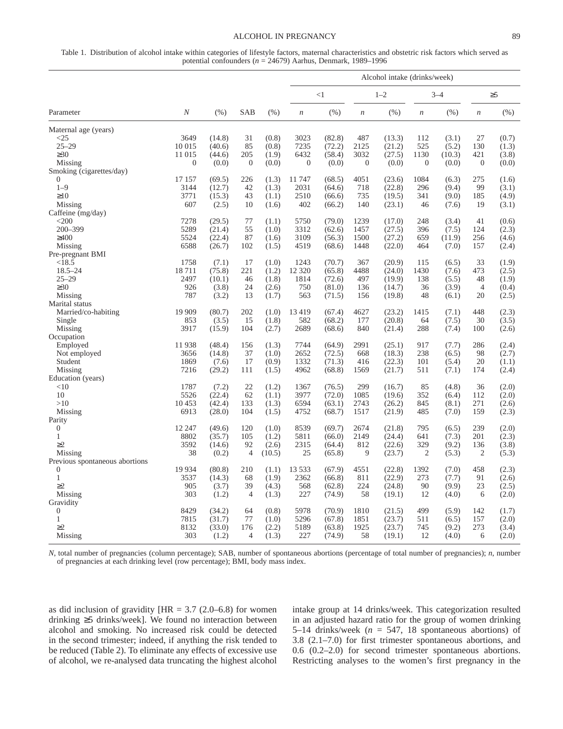Table 1. Distribution of alcohol intake within categories of lifestyle factors, maternal characteristics and obstetric risk factors which served as potential confounders ($n$ = 24679) Aarhus, Denmark, 1989–1996

| | | | | | Alcohol intake (drinks/week) | | | | | | | |
|---|---|---|---|---|---|---|---|---|---|---|---|---|
| | | | | | <1 | | 1–2 | | 3–4 | | ≥5 | |
| Parameter | *N* | (%) | SAB | (%) | *n* | (%) | *n* | (%) | *n* | (%) | *n* | (%) |
| Maternal age (years) | | | | | | | | | | | | |
| <25 | 3649 | (14.8) | 31 | (0.8) | 3023 | (82.8) | 487 | (13.3) | 112 | (3.1) | 27 | (0.7) |
| 25–29 | 10 015 | (40.6) | 85 | (0.8) | 7235 | (72.2) | 2125 | (21.2) | 525 | (5.2) | 130 | (1.3) |
| ≥30 | 11 015 | (44.6) | 205 | (1.9) | 6432 | (58.4) | 3032 | (27.5) | 1130 | (10.3) | 421 | (3.8) |
| Missing | 0 | (0.0) | 0 | (0.0) | 0 | (0.0) | 0 | (0.0) | 0 | (0.0) | 0 | (0.0) |
| Smoking (cigarettes/day) | | | | | | | | | | | | |
| 0 | 17 157 | (69.5) | 226 | (1.3) | 11 747 | (68.5) | 4051 | (23.6) | 1084 | (6.3) | 275 | (1.6) |
| 1–9 | 3144 | (12.7) | 42 | (1.3) | 2031 | (64.6) | 718 | (22.8) | 296 | (9.4) | 99 | (3.1) |
| ≥10 | 3771 | (15.3) | 43 | (1.1) | 2510 | (66.6) | 735 | (19.5) | 341 | (9.0) | 185 | (4.9) |
| Missing | 607 | (2.5) | 10 | (1.6) | 402 | (66.2) | 140 | (23.1) | 46 | (7.6) | 19 | (3.1) |
| Caffeine (mg/day) | | | | | | | | | | | | |
| <200 | 7278 | (29.5) | 77 | (1.1) | 5750 | (79.0) | 1239 | (17.0) | 248 | (3.4) | 41 | (0.6) |
| 200–399 | 5289 | (21.4) | 55 | (1.0) | 3312 | (62.6) | 1457 | (27.5) | 396 | (7.5) | 124 | (2.3) |
| ≥400 | 5524 | (22.4) | 87 | (1.6) | 3109 | (56.3) | 1500 | (27.2) | 659 | (11.9) | 256 | (4.6) |
| Missing | 6588 | (26.7) | 102 | (1.5) | 4519 | (68.6) | 1448 | (22.0) | 464 | (7.0) | 157 | (2.4) |
| Pre-pregnant BMI | | | | | | | | | | | | |
| <18.5 | 1758 | (7.1) | 17 | (1.0) | 1243 | (70.7) | 367 | (20.9) | 115 | (6.5) | 33 | (1.9) |
| 18.5–24 | 18 711 | (75.8) | 221 | (1.2) | 12 320 | (65.8) | 4488 | (24.0) | 1430 | (7.6) | 473 | (2.5) |
| 25–29 | 2497 | (10.1) | 46 | (1.8) | 1814 | (72.6) | 497 | (19.9) | 138 | (5.5) | 48 | (1.9) |
| ≥30 | 926 | (3.8) | 24 | (2.6) | 750 | (81.0) | 136 | (14.7) | 36 | (3.9) | 4 | (0.4) |
| Missing | 787 | (3.2) | 13 | (1.7) | 563 | (71.5) | 156 | (19.8) | 48 | (6.1) | 20 | (2.5) |
| Marital status | | | | | | | | | | | | |
| Married/co-habiting | 19 909 | (80.7) | 202 | (1.0) | 13 419 | (67.4) | 4627 | (23.2) | 1415 | (7.1) | 448 | (2.3) |
| Single | 853 | (3.5) | 15 | (1.8) | 582 | (68.2) | 177 | (20.8) | 64 | (7.5) | 30 | (3.5) |
| Missing | 3917 | (15.9) | 104 | (2.7) | 2689 | (68.6) | 840 | (21.4) | 288 | (7.4) | 100 | (2.6) |
| Occupation | | | | | | | | | | | | |
| Employed | 11 938 | (48.4) | 156 | (1.3) | 7744 | (64.9) | 2991 | (25.1) | 917 | (7.7) | 286 | (2.4) |
| Not employed | 3656 | (14.8) | 37 | (1.0) | 2652 | (72.5) | 668 | (18.3) | 238 | (6.5) | 98 | (2.7) |
| Student | 1869 | (7.6) | 17 | (0.9) | 1332 | (71.3) | 416 | (22.3) | 101 | (5.4) | 20 | (1.1) |
| Missing | 7216 | (29.2) | 111 | (1.5) | 4962 | (68.8) | 1569 | (21.7) | 511 | (7.1) | 174 | (2.4) |
| Education (years) | | | | | | | | | | | | |
| <10 | 1787 | (7.2) | 22 | (1.2) | 1367 | (76.5) | 299 | (16.7) | 85 | (4.8) | 36 | (2.0) |
| 10 | 5526 | (22.4) | 62 | (1.1) | 3977 | (72.0) | 1085 | (19.6) | 352 | (6.4) | 112 | (2.0) |
| >10 | 10 453 | (42.4) | 133 | (1.3) | 6594 | (63.1) | 2743 | (26.2) | 845 | (8.1) | 271 | (2.6) |
| Missing | 6913 | (28.0) | 104 | (1.5) | 4752 | (68.7) | 1517 | (21.9) | 485 | (7.0) | 159 | (2.3) |
| Parity | | | | | | | | | | | | |
| 0 | 12 247 | (49.6) | 120 | (1.0) | 8539 | (69.7) | 2674 | (21.8) | 795 | (6.5) | 239 | (2.0) |
| 1 | 8802 | (35.7) | 105 | (1.2) | 5811 | (66.0) | 2149 | (24.4) | 641 | (7.3) | 201 | (2.3) |
| ≥2 | 3592 | (14.6) | 92 | (2.6) | 2315 | (64.4) | 812 | (22.6) | 329 | (9.2) | 136 | (3.8) |
| Missing | 38 | (0.2) | 4 | (10.5) | 25 | (65.8) | 9 | (23.7) | 2 | (5.3) | 2 | (5.3) |
| Previous spontaneous abortions | | | | | | | | | | | | |
| 0 | 19 934 | (80.8) | 210 | (1.1) | 13 533 | (67.9) | 4551 | (22.8) | 1392 | (7.0) | 458 | (2.3) |
| 1 | 3537 | (14.3) | 68 | (1.9) | 2362 | (66.8) | 811 | (22.9) | 273 | (7.7) | 91 | (2.6) |
| ≥2 | 905 | (3.7) | 39 | (4.3) | 568 | (62.8) | 224 | (24.8) | 90 | (9.9) | 23 | (2.5) |
| Missing | 303 | (1.2) | 4 | (1.3) | 227 | (74.9) | 58 | (19.1) | 12 | (4.0) | 6 | (2.0) |
| Gravidity | | | | | | | | | | | | |
| 0 | 8429 | (34.2) | 64 | (0.8) | 5978 | (70.9) | 1810 | (21.5) | 499 | (5.9) | 142 | (1.7) |
| 1 | 7815 | (31.7) | 77 | (1.0) | 5296 | (67.8) | 1851 | (23.7) | 511 | (6.5) | 157 | (2.0) |
| ≥2 | 8132 | (33.0) | 176 | (2.2) | 5189 | (63.8) | 1925 | (23.7) | 745 | (9.2) | 273 | (3.4) |
| Missing | 303 | (1.2) | 4 | (1.3) | 227 | (74.9) | 58 | (19.1) | 12 | (4.0) | 6 | (2.0) |

*N*, total number of pregnancies (column percentage); SAB, number of spontaneous abortions (percentage of total number of pregnancies); *n*, number of pregnancies at each drinking level (row percentage); BMI, body mass index.

as did inclusion of gravidity [HR = 3.7 (2.0–6.8) for women drinking ≥5 drinks/week]. We found no interaction between alcohol and smoking. No increased risk could be detected in the second trimester; indeed, if anything the risk tended to be reduced (Table 2). To eliminate any effects of excessive use of alcohol, we re-analysed data truncating the highest alcohol intake group at 14 drinks/week. This categorization resulted in an adjusted hazard ratio for the group of women drinking 5–14 drinks/week ($n$ = 547, 18 spontaneous abortions) of 3.8 (2.1–7.0) for first trimester spontaneous abortions, and 0.6 (0.2–2.0) for second trimester spontaneous abortions. Restricting analyses to the women's first pregnancy in the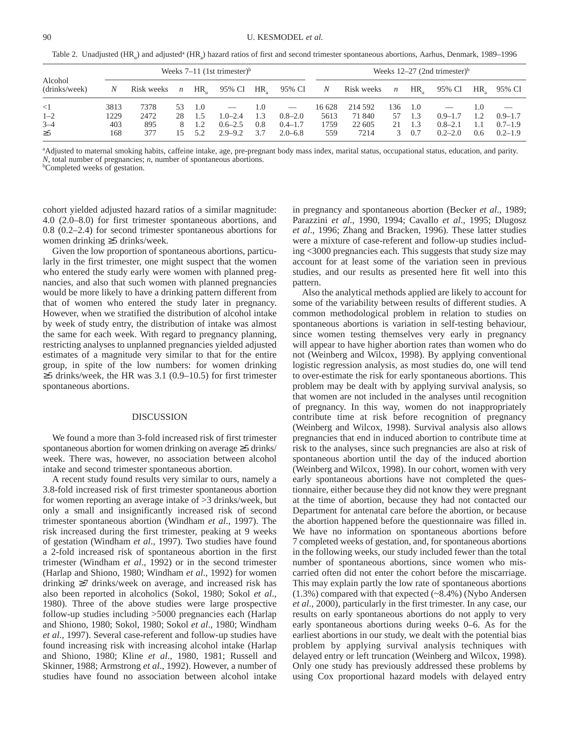Table 2. Unadjusted ($HR_u$) and adjusted[a] ($HR_a$) hazard ratios of first and second trimester spontaneous abortions, Aarhus, Denmark, 1989–1996

| Alcohol (drinks/week) | Weeks 7–11 (1st trimester)[b] | | | | | | | Weeks 12–27 (2nd trimester)[b] | | | | | | |
|---|---|---|---|---|---|---|---|---|---|---|---|---|---|---|
| | *N* | Risk weeks | *n* | $HR_u$ | 95% CI | $HR_a$ | 95% CI | *N* | Risk weeks | *n* | $HR_u$ | 95% CI | $HR_a$ | 95% CI |
| <1 | 3813 | 7378 | 53 | 1.0 | — | 1.0 | — | 16 628 | 214 592 | 136 | 1.0 | — | 1.0 | — |
| 1–2 | 1229 | 2472 | 28 | 1.5 | 1.0–2.4 | 1.3 | 0.8–2.0 | 5613 | 71 840 | 57 | 1.3 | 0.9–1.7 | 1.2 | 0.9–1.7 |
| 3–4 | 403 | 895 | 8 | 1.2 | 0.6–2.5 | 0.8 | 0.4–1.7 | 1759 | 22 605 | 21 | 1.3 | 0.8–2.1 | 1.1 | 0.7–1.9 |
| ≥5 | 168 | 377 | 15 | 5.2 | 2.9–9.2 | 3.7 | 2.0–6.8 | 559 | 7214 | 3 | 0.7 | 0.2–2.0 | 0.6 | 0.2–1.9 |

[a]Adjusted to maternal smoking habits, caffeine intake, age, pre-pregnant body mass index, marital status, occupational status, education, and parity.
*N*, total number of pregnancies; *n*, number of spontaneous abortions.
[b]Completed weeks of gestation.

cohort yielded adjusted hazard ratios of a similar magnitude: 4.0 (2.0–8.0) for first trimester spontaneous abortions, and 0.8 (0.2–2.4) for second trimester spontaneous abortions for women drinking ≥5 drinks/week.

Given the low proportion of spontaneous abortions, particularly in the first trimester, one might suspect that the women who entered the study early were women with planned pregnancies, and also that such women with planned pregnancies would be more likely to have a drinking pattern different from that of women who entered the study later in pregnancy. However, when we stratified the distribution of alcohol intake by week of study entry, the distribution of intake was almost the same for each week. With regard to pregnancy planning, restricting analyses to unplanned pregnancies yielded adjusted estimates of a magnitude very similar to that for the entire group, in spite of the low numbers: for women drinking ≥5 drinks/week, the HR was 3.1 (0.9–10.5) for first trimester spontaneous abortions.

## DISCUSSION

We found a more than 3-fold increased risk of first trimester spontaneous abortion for women drinking on average ≥5 drinks/week. There was, however, no association between alcohol intake and second trimester spontaneous abortion.

A recent study found results very similar to ours, namely a 3.8-fold increased risk of first trimester spontaneous abortion for women reporting an average intake of >3 drinks/week, but only a small and insignificantly increased risk of second trimester spontaneous abortion (Windham *et al*., 1997). The risk increased during the first trimester, peaking at 9 weeks of gestation (Windham *et al*., 1997). Two studies have found a 2-fold increased risk of spontaneous abortion in the first trimester (Windham *et al*., 1992) or in the second trimester (Harlap and Shiono, 1980; Windham *et al*., 1992) for women drinking ≥7 drinks/week on average, and increased risk has also been reported in alcoholics (Sokol, 1980; Sokol *et al*., 1980). Three of the above studies were large prospective follow-up studies including >5000 pregnancies each (Harlap and Shiono, 1980; Sokol, 1980; Sokol *et al*., 1980; Windham *et al*., 1997). Several case-referent and follow-up studies have found increasing risk with increasing alcohol intake (Harlap and Shiono, 1980; Kline *et al*., 1980, 1981; Russell and Skinner, 1988; Armstrong *et al*., 1992). However, a number of studies have found no association between alcohol intake in pregnancy and spontaneous abortion (Becker *et al*., 1989; Parazzini *et al*., 1990, 1994; Cavallo *et al*., 1995; Dlugosz *et al*., 1996; Zhang and Bracken, 1996). These latter studies were a mixture of case-referent and follow-up studies including <3000 pregnancies each. This suggests that study size may account for at least some of the variation seen in previous studies, and our results as presented here fit well into this pattern.

Also the analytical methods applied are likely to account for some of the variability between results of different studies. A common methodological problem in relation to studies on spontaneous abortions is variation in self-testing behaviour, since women testing themselves very early in pregnancy will appear to have higher abortion rates than women who do not (Weinberg and Wilcox, 1998). By applying conventional logistic regression analysis, as most studies do, one will tend to over-estimate the risk for early spontaneous abortions. This problem may be dealt with by applying survival analysis, so that women are not included in the analyses until recognition of pregnancy. In this way, women do not inappropriately contribute time at risk before recognition of pregnancy (Weinberg and Wilcox, 1998). Survival analysis also allows pregnancies that end in induced abortion to contribute time at risk to the analyses, since such pregnancies are also at risk of spontaneous abortion until the day of the induced abortion (Weinberg and Wilcox, 1998). In our cohort, women with very early spontaneous abortions have not completed the questionnaire, either because they did not know they were pregnant at the time of abortion, because they had not contacted our Department for antenatal care before the abortion, or because the abortion happened before the questionnaire was filled in. We have no information on spontaneous abortions before 7 completed weeks of gestation, and, for spontaneous abortions in the following weeks, our study included fewer than the total number of spontaneous abortions, since women who miscarried often did not enter the cohort before the miscarriage. This may explain partly the low rate of spontaneous abortions (1.3%) compared with that expected (~8.4%) (Nybo Andersen *et al*., 2000), particularly in the first trimester. In any case, our results on early spontaneous abortions do not apply to very early spontaneous abortions during weeks 0–6. As for the earliest abortions in our study, we dealt with the potential bias problem by applying survival analysis techniques with delayed entry or left truncation (Weinberg and Wilcox, 1998). Only one study has previously addressed these problems by using Cox proportional hazard models with delayed entry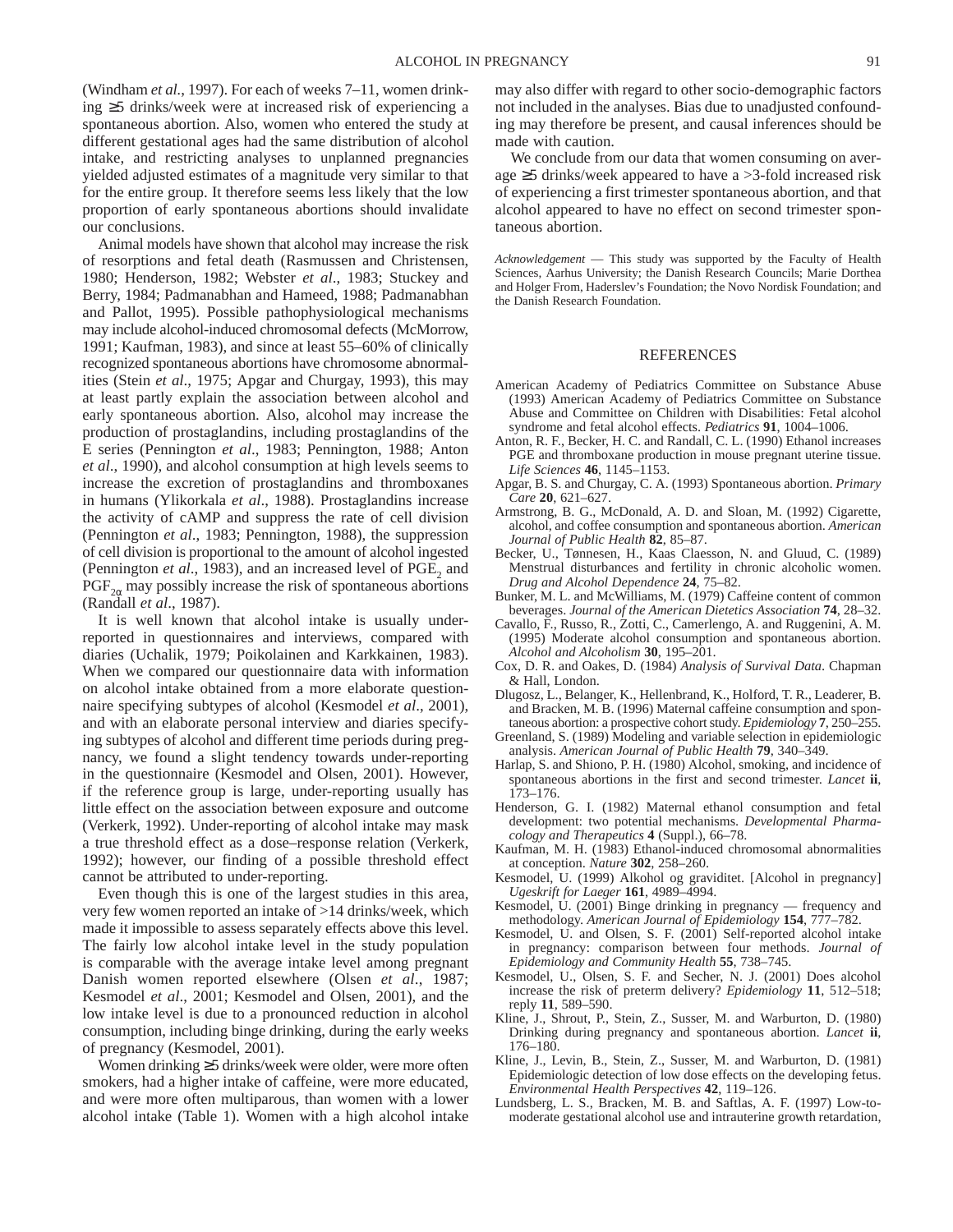(Windham *et al.*, 1997). For each of weeks 7–11, women drinking ≥5 drinks/week were at increased risk of experiencing a spontaneous abortion. Also, women who entered the study at different gestational ages had the same distribution of alcohol intake, and restricting analyses to unplanned pregnancies yielded adjusted estimates of a magnitude very similar to that for the entire group. It therefore seems less likely that the low proportion of early spontaneous abortions should invalidate our conclusions.

Animal models have shown that alcohol may increase the risk of resorptions and fetal death (Rasmussen and Christensen, 1980; Henderson, 1982; Webster *et al*., 1983; Stuckey and Berry, 1984; Padmanabhan and Hameed, 1988; Padmanabhan and Pallot, 1995). Possible pathophysiological mechanisms may include alcohol-induced chromosomal defects (McMorrow, 1991; Kaufman, 1983), and since at least 55–60% of clinically recognized spontaneous abortions have chromosome abnormalities (Stein *et al*., 1975; Apgar and Churgay, 1993), this may at least partly explain the association between alcohol and early spontaneous abortion. Also, alcohol may increase the production of prostaglandins, including prostaglandins of the E series (Pennington *et al*., 1983; Pennington, 1988; Anton *et al*., 1990), and alcohol consumption at high levels seems to increase the excretion of prostaglandins and thromboxanes in humans (Ylikorkala *et al*., 1988). Prostaglandins increase the activity of cAMP and suppress the rate of cell division (Pennington *et al*., 1983; Pennington, 1988), the suppression of cell division is proportional to the amount of alcohol ingested (Pennington *et al*., 1983), and an increased level of $PGE_2$ and $PGF_{2\alpha}$ may possibly increase the risk of spontaneous abortions (Randall *et al*., 1987).

It is well known that alcohol intake is usually under-reported in questionnaires and interviews, compared with diaries (Uchalik, 1979; Poikolainen and Karkkainen, 1983). When we compared our questionnaire data with information on alcohol intake obtained from a more elaborate questionnaire specifying subtypes of alcohol (Kesmodel *et al*., 2001), and with an elaborate personal interview and diaries specifying subtypes of alcohol and different time periods during pregnancy, we found a slight tendency towards under-reporting in the questionnaire (Kesmodel and Olsen, 2001). However, if the reference group is large, under-reporting usually has little effect on the association between exposure and outcome (Verkerk, 1992). Under-reporting of alcohol intake may mask a true threshold effect as a dose–response relation (Verkerk, 1992); however, our finding of a possible threshold effect cannot be attributed to under-reporting.

Even though this is one of the largest studies in this area, very few women reported an intake of >14 drinks/week, which made it impossible to assess separately effects above this level. The fairly low alcohol intake level in the study population is comparable with the average intake level among pregnant Danish women reported elsewhere (Olsen *et al*., 1987; Kesmodel *et al*., 2001; Kesmodel and Olsen, 2001), and the low intake level is due to a pronounced reduction in alcohol consumption, including binge drinking, during the early weeks of pregnancy (Kesmodel, 2001).

Women drinking ≥5 drinks/week were older, were more often smokers, had a higher intake of caffeine, were more educated, and were more often multiparous, than women with a lower alcohol intake (Table 1). Women with a high alcohol intake may also differ with regard to other socio-demographic factors not included in the analyses. Bias due to unadjusted confounding may therefore be present, and causal inferences should be made with caution.

We conclude from our data that women consuming on average ≥5 drinks/week appeared to have a >3-fold increased risk of experiencing a first trimester spontaneous abortion, and that alcohol appeared to have no effect on second trimester spontaneous abortion.

*Acknowledgement* — This study was supported by the Faculty of Health Sciences, Aarhus University; the Danish Research Councils; Marie Dorthea and Holger From, Haderslev's Foundation; the Novo Nordisk Foundation; and the Danish Research Foundation.

## REFERENCES

American Academy of Pediatrics Committee on Substance Abuse (1993) American Academy of Pediatrics Committee on Substance Abuse and Committee on Children with Disabilities: Fetal alcohol syndrome and fetal alcohol effects. *Pediatrics* **91**, 1004–1006.

Anton, R. F., Becker, H. C. and Randall, C. L. (1990) Ethanol increases PGE and thromboxane production in mouse pregnant uterine tissue. *Life Sciences* **46**, 1145–1153.

Apgar, B. S. and Churgay, C. A. (1993) Spontaneous abortion. *Primary Care* **20**, 621–627.

Armstrong, B. G., McDonald, A. D. and Sloan, M. (1992) Cigarette, alcohol, and coffee consumption and spontaneous abortion. *American Journal of Public Health* **82**, 85–87.

Becker, U., Tønnesen, H., Kaas Claesson, N. and Gluud, C. (1989) Menstrual disturbances and fertility in chronic alcoholic women. *Drug and Alcohol Dependence* **24**, 75–82.

Bunker, M. L. and McWilliams, M. (1979) Caffeine content of common beverages. *Journal of the American Dietetics Association* **74**, 28–32.

Cavallo, F., Russo, R., Zotti, C., Camerlengo, A. and Ruggenini, A. M. (1995) Moderate alcohol consumption and spontaneous abortion. *Alcohol and Alcoholism* **30**, 195–201.

Cox, D. R. and Oakes, D. (1984) *Analysis of Survival Data*. Chapman & Hall, London.

Dlugosz, L., Belanger, K., Hellenbrand, K., Holford, T. R., Leaderer, B. and Bracken, M. B. (1996) Maternal caffeine consumption and spontaneous abortion: a prospective cohort study. *Epidemiology* **7**, 250–255.

Greenland, S. (1989) Modeling and variable selection in epidemiologic analysis. *American Journal of Public Health* **79**, 340–349.

Harlap, S. and Shiono, P. H. (1980) Alcohol, smoking, and incidence of spontaneous abortions in the first and second trimester. *Lancet* **ii**, 173–176.

Henderson, G. I. (1982) Maternal ethanol consumption and fetal development: two potential mechanisms. *Developmental Pharmacology and Therapeutics* **4** (Suppl.), 66–78.

Kaufman, M. H. (1983) Ethanol-induced chromosomal abnormalities at conception. *Nature* **302**, 258–260.

Kesmodel, U. (1999) Alkohol og graviditet. [Alcohol in pregnancy] *Ugeskrift for Laeger* **161**, 4989–4994.

Kesmodel, U. (2001) Binge drinking in pregnancy — frequency and methodology. *American Journal of Epidemiology* **154**, 777–782.

Kesmodel, U. and Olsen, S. F. (2001) Self-reported alcohol intake in pregnancy: comparison between four methods. *Journal of Epidemiology and Community Health* **55**, 738–745.

Kesmodel, U., Olsen, S. F. and Secher, N. J. (2001) Does alcohol increase the risk of preterm delivery? *Epidemiology* **11**, 512–518; reply **11**, 589–590.

Kline, J., Shrout, P., Stein, Z., Susser, M. and Warburton, D. (1980) Drinking during pregnancy and spontaneous abortion. *Lancet* **ii**, 176–180.

Kline, J., Levin, B., Stein, Z., Susser, M. and Warburton, D. (1981) Epidemiologic detection of low dose effects on the developing fetus. *Environmental Health Perspectives* **42**, 119–126.

Lundsberg, L. S., Bracken, M. B. and Saftlas, A. F. (1997) Low-to-moderate gestational alcohol use and intrauterine growth retardation,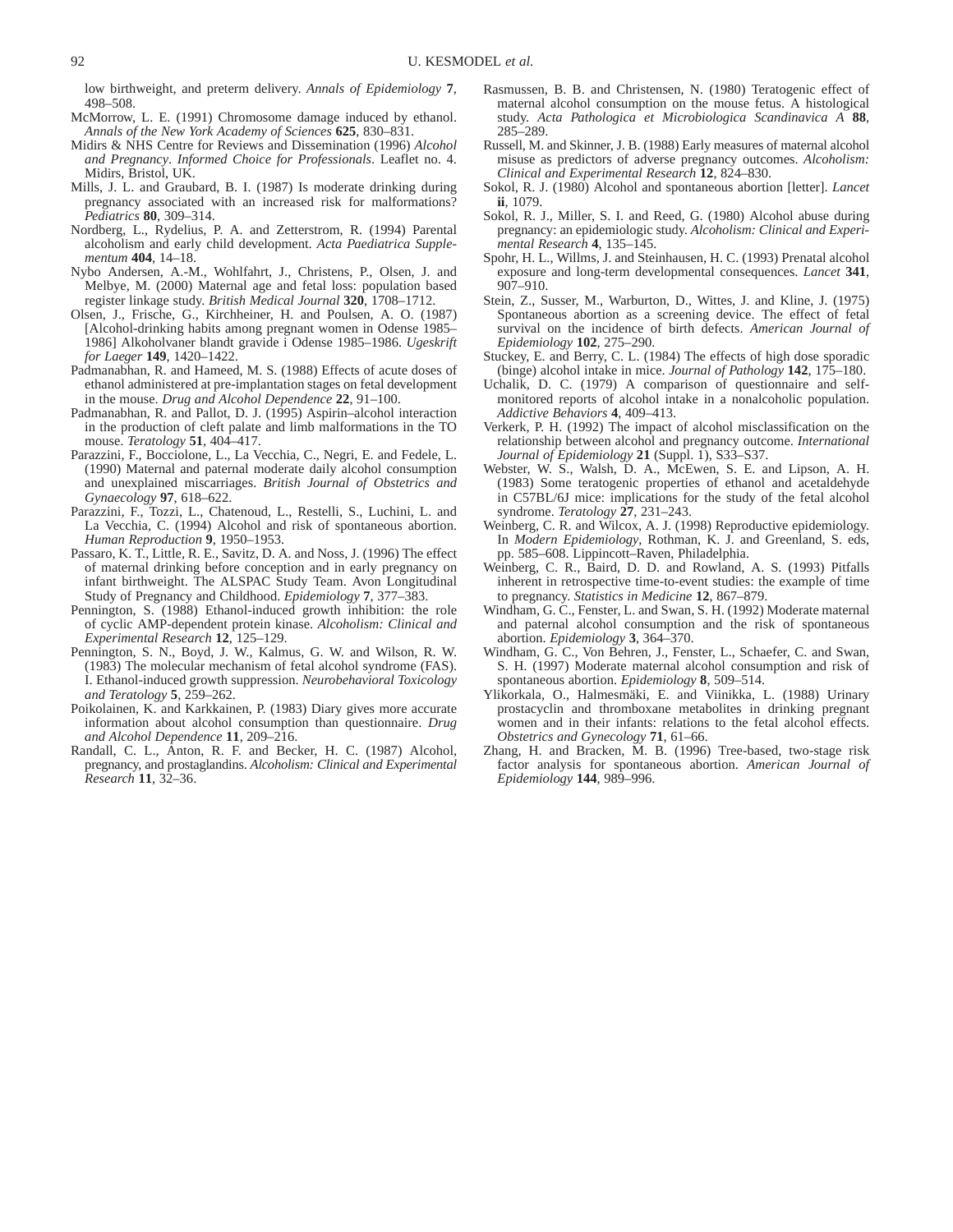low birthweight, and preterm delivery. *Annals of Epidemiology* **7**, 498–508.

McMorrow, L. E. (1991) Chromosome damage induced by ethanol. *Annals of the New York Academy of Sciences* **625**, 830–831.

Midirs & NHS Centre for Reviews and Dissemination (1996) *Alcohol and Pregnancy*. *Informed Choice for Professionals*. Leaflet no. 4. Midirs, Bristol, UK.

Mills, J. L. and Graubard, B. I. (1987) Is moderate drinking during pregnancy associated with an increased risk for malformations? *Pediatrics* **80**, 309–314.

Nordberg, L., Rydelius, P. A. and Zetterstrom, R. (1994) Parental alcoholism and early child development. *Acta Paediatrica Supplementum* **404**, 14–18.

Nybo Andersen, A.-M., Wohlfahrt, J., Christens, P., Olsen, J. and Melbye, M. (2000) Maternal age and fetal loss: population based register linkage study. *British Medical Journal* **320**, 1708–1712.

Olsen, J., Frische, G., Kirchheiner, H. and Poulsen, A. O. (1987) [Alcohol-drinking habits among pregnant women in Odense 1985–1986] Alkoholvaner blandt gravide i Odense 1985–1986. *Ugeskrift for Laeger* **149**, 1420–1422.

Padmanabhan, R. and Hameed, M. S. (1988) Effects of acute doses of ethanol administered at pre-implantation stages on fetal development in the mouse. *Drug and Alcohol Dependence* **22**, 91–100.

Padmanabhan, R. and Pallot, D. J. (1995) Aspirin–alcohol interaction in the production of cleft palate and limb malformations in the TO mouse. *Teratology* **51**, 404–417.

Parazzini, F., Bocciolone, L., La Vecchia, C., Negri, E. and Fedele, L. (1990) Maternal and paternal moderate daily alcohol consumption and unexplained miscarriages. *British Journal of Obstetrics and Gynaecology* **97**, 618–622.

Parazzini, F., Tozzi, L., Chatenoud, L., Restelli, S., Luchini, L. and La Vecchia, C. (1994) Alcohol and risk of spontaneous abortion. *Human Reproduction* **9**, 1950–1953.

Passaro, K. T., Little, R. E., Savitz, D. A. and Noss, J. (1996) The effect of maternal drinking before conception and in early pregnancy on infant birthweight. The ALSPAC Study Team. Avon Longitudinal Study of Pregnancy and Childhood. *Epidemiology* **7**, 377–383.

Pennington, S. (1988) Ethanol-induced growth inhibition: the role of cyclic AMP-dependent protein kinase. *Alcoholism: Clinical and Experimental Research* **12**, 125–129.

Pennington, S. N., Boyd, J. W., Kalmus, G. W. and Wilson, R. W. (1983) The molecular mechanism of fetal alcohol syndrome (FAS). I. Ethanol-induced growth suppression. *Neurobehavioral Toxicology and Teratology* **5**, 259–262.

Poikolainen, K. and Karkkainen, P. (1983) Diary gives more accurate information about alcohol consumption than questionnaire. *Drug and Alcohol Dependence* **11**, 209–216.

Randall, C. L., Anton, R. F. and Becker, H. C. (1987) Alcohol, pregnancy, and prostaglandins. *Alcoholism: Clinical and Experimental Research* **11**, 32–36.

Rasmussen, B. B. and Christensen, N. (1980) Teratogenic effect of maternal alcohol consumption on the mouse fetus. A histological study. *Acta Pathologica et Microbiologica Scandinavica A* **88**, 285–289.

Russell, M. and Skinner, J. B. (1988) Early measures of maternal alcohol misuse as predictors of adverse pregnancy outcomes. *Alcoholism: Clinical and Experimental Research* **12**, 824–830.

Sokol, R. J. (1980) Alcohol and spontaneous abortion [letter]. *Lancet* **ii**, 1079.

Sokol, R. J., Miller, S. I. and Reed, G. (1980) Alcohol abuse during pregnancy: an epidemiologic study. *Alcoholism: Clinical and Experimental Research* **4**, 135–145.

Spohr, H. L., Willms, J. and Steinhausen, H. C. (1993) Prenatal alcohol exposure and long-term developmental consequences. *Lancet* **341**, 907–910.

Stein, Z., Susser, M., Warburton, D., Wittes, J. and Kline, J. (1975) Spontaneous abortion as a screening device. The effect of fetal survival on the incidence of birth defects. *American Journal of Epidemiology* **102**, 275–290.

Stuckey, E. and Berry, C. L. (1984) The effects of high dose sporadic (binge) alcohol intake in mice. *Journal of Pathology* **142**, 175–180.

Uchalik, D. C. (1979) A comparison of questionnaire and self-monitored reports of alcohol intake in a nonalcoholic population. *Addictive Behaviors* **4**, 409–413.

Verkerk, P. H. (1992) The impact of alcohol misclassification on the relationship between alcohol and pregnancy outcome. *International Journal of Epidemiology* **21** (Suppl. 1), S33–S37.

Webster, W. S., Walsh, D. A., McEwen, S. E. and Lipson, A. H. (1983) Some teratogenic properties of ethanol and acetaldehyde in C57BL/6J mice: implications for the study of the fetal alcohol syndrome. *Teratology* **27**, 231–243.

Weinberg, C. R. and Wilcox, A. J. (1998) Reproductive epidemiology. In *Modern Epidemiology*, Rothman, K. J. and Greenland, S. eds, pp. 585–608. Lippincott–Raven, Philadelphia.

Weinberg, C. R., Baird, D. D. and Rowland, A. S. (1993) Pitfalls inherent in retrospective time-to-event studies: the example of time to pregnancy. *Statistics in Medicine* **12**, 867–879.

Windham, G. C., Fenster, L. and Swan, S. H. (1992) Moderate maternal and paternal alcohol consumption and the risk of spontaneous abortion. *Epidemiology* **3**, 364–370.

Windham, G. C., Von Behren, J., Fenster, L., Schaefer, C. and Swan, S. H. (1997) Moderate maternal alcohol consumption and risk of spontaneous abortion. *Epidemiology* **8**, 509–514.

Ylikorkala, O., Halmesmäki, E. and Viinikka, L. (1988) Urinary prostacyclin and thromboxane metabolites in drinking pregnant women and in their infants: relations to the fetal alcohol effects. *Obstetrics and Gynecology* **71**, 61–66.

Zhang, H. and Bracken, M. B. (1996) Tree-based, two-stage risk factor analysis for spontaneous abortion. *American Journal of Epidemiology* **144**, 989–996.